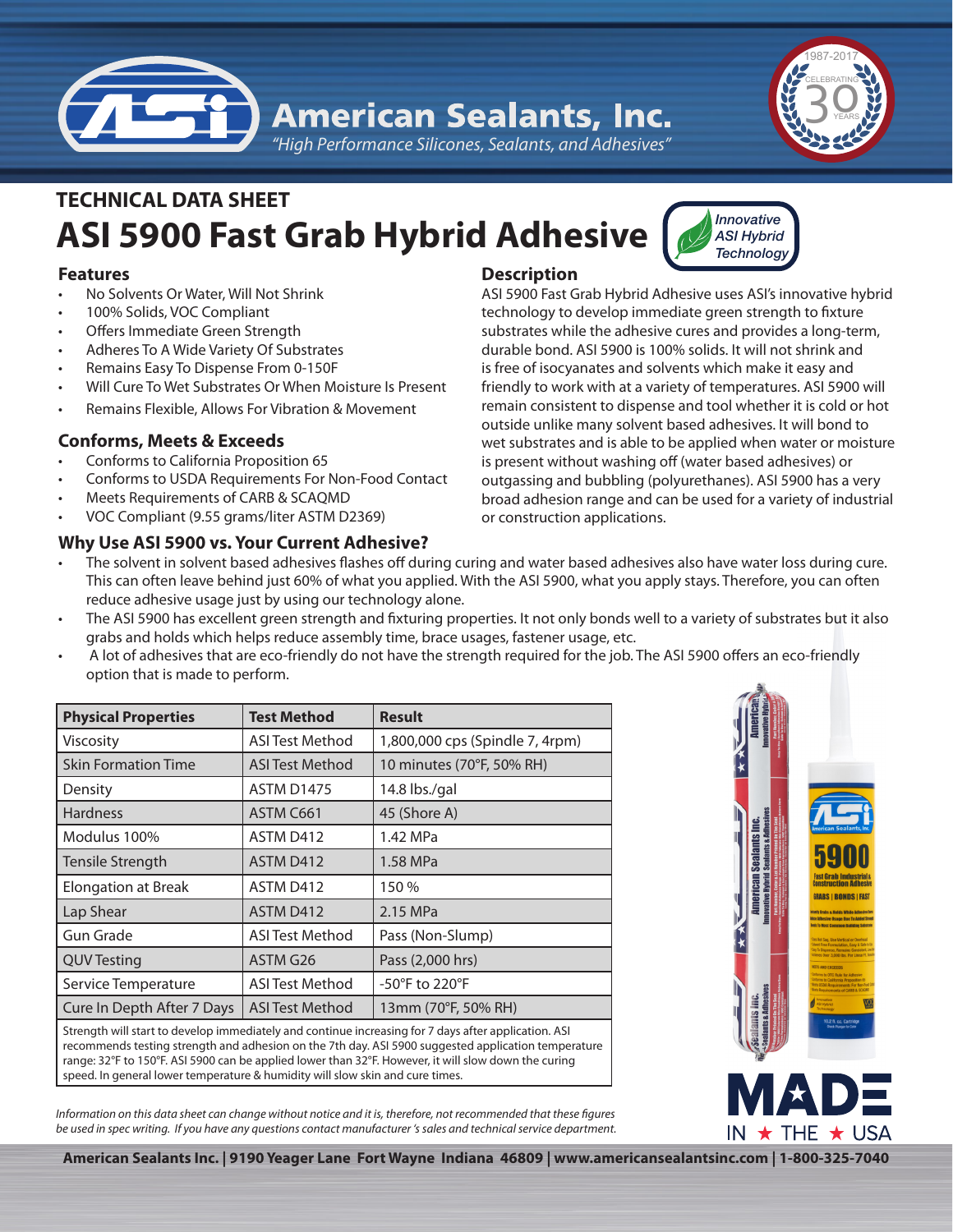# American Sealants, Inc.

*"High Performance Silicones, Sealants, and Adhesives"*

1987-2017 CELEBRATING 30 YEARS

## TECHNICAL DATA SHEET

# ASI 5900 Fast Grab Hybrid Adhesive

*Innovative ASI Hybrid Technology*

### Features

- No Solvents Or Water, Will Not Shrink
- 100% Solids, VOC Compliant
- Offers Immediate Green Strength
- Adheres To A Wide Variety Of Substrates
- Remains Easy To Dispense From 0-150F
- Will Cure To Wet Substrates Or When Moisture Is Present
- Remains Flexible, Allows For Vibration & Movement

### Conforms, Meets & Exceeds

- Conforms to California Proposition 65
- Conforms to USDA Requirements For Non-Food Contact
- Meets Requirements of CARB & SCAQMD
- VOC Compliant (9.55 grams/liter ASTM D2369)

### Description

ASI 5900 Fast Grab Hybrid Adhesive uses ASI's innovative hybrid technology to develop immediate green strength to fixture substrates while the adhesive cures and provides a long-term, durable bond. ASI 5900 is 100% solids. It will not shrink and is free of isocyanates and solvents which make it easy and friendly to work with at a variety of temperatures. ASI 5900 will remain consistent to dispense and tool whether it is cold or hot outside unlike many solvent based adhesives. It will bond to wet substrates and is able to be applied when water or moisture is present without washing off (water based adhesives) or outgassing and bubbling (polyurethanes). ASI 5900 has a very broad adhesion range and can be used for a variety of industrial or construction applications.

### Why Use ASI 5900 vs. Your Current Adhesive?

- The solvent in solvent based adhesives flashes off during curing and water based adhesives also have water loss during cure. This can often leave behind just 60% of what you applied. With the ASI 5900, what you apply stays. Therefore, you can often reduce adhesive usage just by using our technology alone.
- The ASI 5900 has excellent green strength and fixturing properties. It not only bonds well to a variety of substrates but it also grabs and holds which helps reduce assembly time, brace usages, fastener usage, etc.
- A lot of adhesives that are eco-friendly do not have the strength required for the job. The ASI 5900 offers an eco-friendly option that is made to perform.

| Physical Properties | Test Method | Result |
|---|---|---|
| Viscosity | ASI Test Method | 1,800,000 cps (Spindle 7, 4rpm) |
| Skin Formation Time | ASI Test Method | 10 minutes (70°F, 50% RH) |
| Density | ASTM D1475 | 14.8 lbs./gal |
| Hardness | ASTM C661 | 45 (Shore A) |
| Modulus 100% | ASTM D412 | 1.42 MPa |
| Tensile Strength | ASTM D412 | 1.58 MPa |
| Elongation at Break | ASTM D412 | 150 % |
| Lap Shear | ASTM D412 | 2.15 MPa |
| Gun Grade | ASI Test Method | Pass (Non-Slump) |
| QUV Testing | ASTM G26 | Pass (2,000 hrs) |
| Service Temperature | ASI Test Method | -50°F to 220°F |
| Cure In Depth After 7 Days | ASI Test Method | 13mm (70°F, 50% RH) |

Strength will start to develop immediately and continue increasing for 7 days after application. ASI recommends testing strength and adhesion on the 7th day. ASI 5900 suggested application temperature range: 32°F to 150°F. ASI 5900 can be applied lower than 32°F. However, it will slow down the curing speed. In general lower temperature & humidity will slow skin and cure times.

*Information on this data sheet can change without notice and it is, therefore, not recommended that these figures be used in spec writing. If you have any questions contact manufacturer's sales and technical service department.*

MADE IN ★ THE ★ USA

**American Sealants Inc. | 9190 Yeager Lane Fort Wayne Indiana 46809 | www.americansealantsinc.com | 1-800-325-7040**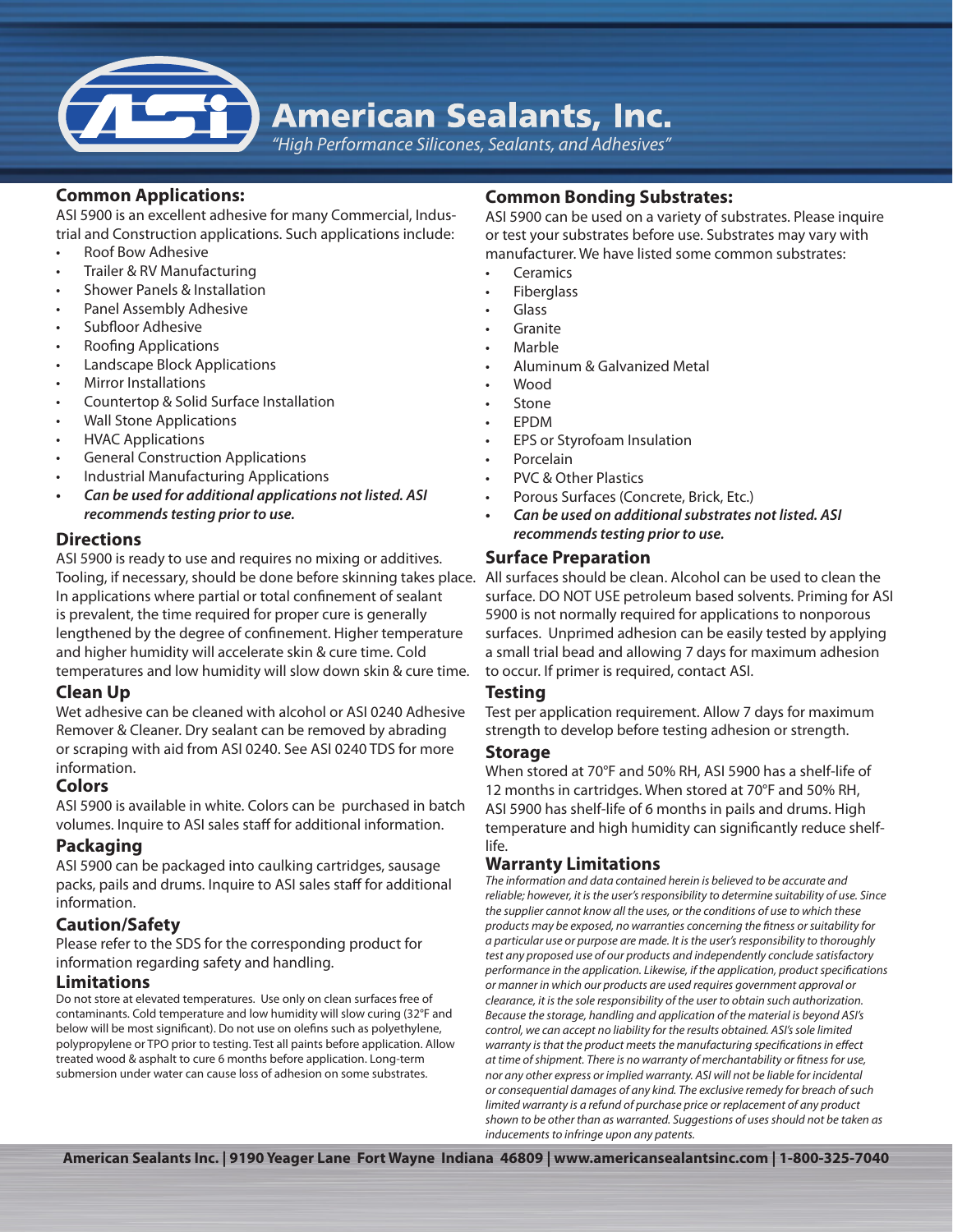# American Sealants, Inc.

*"High Performance Silicones, Sealants, and Adhesives"*

## Common Applications:

ASI 5900 is an excellent adhesive for many Commercial, Industrial and Construction applications. Such applications include:

- Roof Bow Adhesive
- Trailer & RV Manufacturing
- Shower Panels & Installation
- Panel Assembly Adhesive
- Subfloor Adhesive
- Roofing Applications
- Landscape Block Applications
- Mirror Installations
- Countertop & Solid Surface Installation
- Wall Stone Applications
- HVAC Applications
- General Construction Applications
- Industrial Manufacturing Applications
- ***Can be used for additional applications not listed. ASI recommends testing prior to use.***

## Directions

ASI 5900 is ready to use and requires no mixing or additives. Tooling, if necessary, should be done before skinning takes place. In applications where partial or total confinement of sealant is prevalent, the time required for proper cure is generally lengthened by the degree of confinement. Higher temperature and higher humidity will accelerate skin & cure time. Cold temperatures and low humidity will slow down skin & cure time.

## Clean Up

Wet adhesive can be cleaned with alcohol or ASI 0240 Adhesive Remover & Cleaner. Dry sealant can be removed by abrading or scraping with aid from ASI 0240. See ASI 0240 TDS for more information.

## Colors

ASI 5900 is available in white. Colors can be purchased in batch volumes. Inquire to ASI sales staff for additional information.

## Packaging

ASI 5900 can be packaged into caulking cartridges, sausage packs, pails and drums. Inquire to ASI sales staff for additional information.

## Caution/Safety

Please refer to the SDS for the corresponding product for information regarding safety and handling.

## Limitations

Do not store at elevated temperatures. Use only on clean surfaces free of contaminants. Cold temperature and low humidity will slow curing (32°F and below will be most significant). Do not use on olefins such as polyethylene, polypropylene or TPO prior to testing. Test all paints before application. Allow treated wood & asphalt to cure 6 months before application. Long-term submersion under water can cause loss of adhesion on some substrates.

## Common Bonding Substrates:

ASI 5900 can be used on a variety of substrates. Please inquire or test your substrates before use. Substrates may vary with manufacturer. We have listed some common substrates:

- Ceramics
- Fiberglass
- Glass
- Granite
- Marble
- Aluminum & Galvanized Metal
- Wood
- Stone
- EPDM
- EPS or Styrofoam Insulation
- Porcelain
- PVC & Other Plastics
- Porous Surfaces (Concrete, Brick, Etc.)
- ***Can be used on additional substrates not listed. ASI recommends testing prior to use.***

## Surface Preparation

All surfaces should be clean. Alcohol can be used to clean the surface. DO NOT USE petroleum based solvents. Priming for ASI 5900 is not normally required for applications to nonporous surfaces. Unprimed adhesion can be easily tested by applying a small trial bead and allowing 7 days for maximum adhesion to occur. If primer is required, contact ASI.

## Testing

Test per application requirement. Allow 7 days for maximum strength to develop before testing adhesion or strength.

## Storage

When stored at 70°F and 50% RH, ASI 5900 has a shelf-life of 12 months in cartridges. When stored at 70°F and 50% RH, ASI 5900 has shelf-life of 6 months in pails and drums. High temperature and high humidity can significantly reduce shelf-life.

## Warranty Limitations

*The information and data contained herein is believed to be accurate and reliable; however, it is the user's responsibility to determine suitability of use. Since the supplier cannot know all the uses, or the conditions of use to which these products may be exposed, no warranties concerning the fitness or suitability for a particular use or purpose are made. It is the user's responsibility to thoroughly test any proposed use of our products and independently conclude satisfactory performance in the application. Likewise, if the application, product specifications or manner in which our products are used requires government approval or clearance, it is the sole responsibility of the user to obtain such authorization. Because the storage, handling and application of the material is beyond ASI's control, we can accept no liability for the results obtained. ASI's sole limited warranty is that the product meets the manufacturing specifications in effect at time of shipment. There is no warranty of merchantability or fitness for use, nor any other express or implied warranty. ASI will not be liable for incidental or consequential damages of any kind. The exclusive remedy for breach of such limited warranty is a refund of purchase price or replacement of any product shown to be other than as warranted. Suggestions of uses should not be taken as inducements to infringe upon any patents.*

**American Sealants Inc. | 9190 Yeager Lane Fort Wayne Indiana 46809 | www.americansealantsinc.com | 1-800-325-7040**